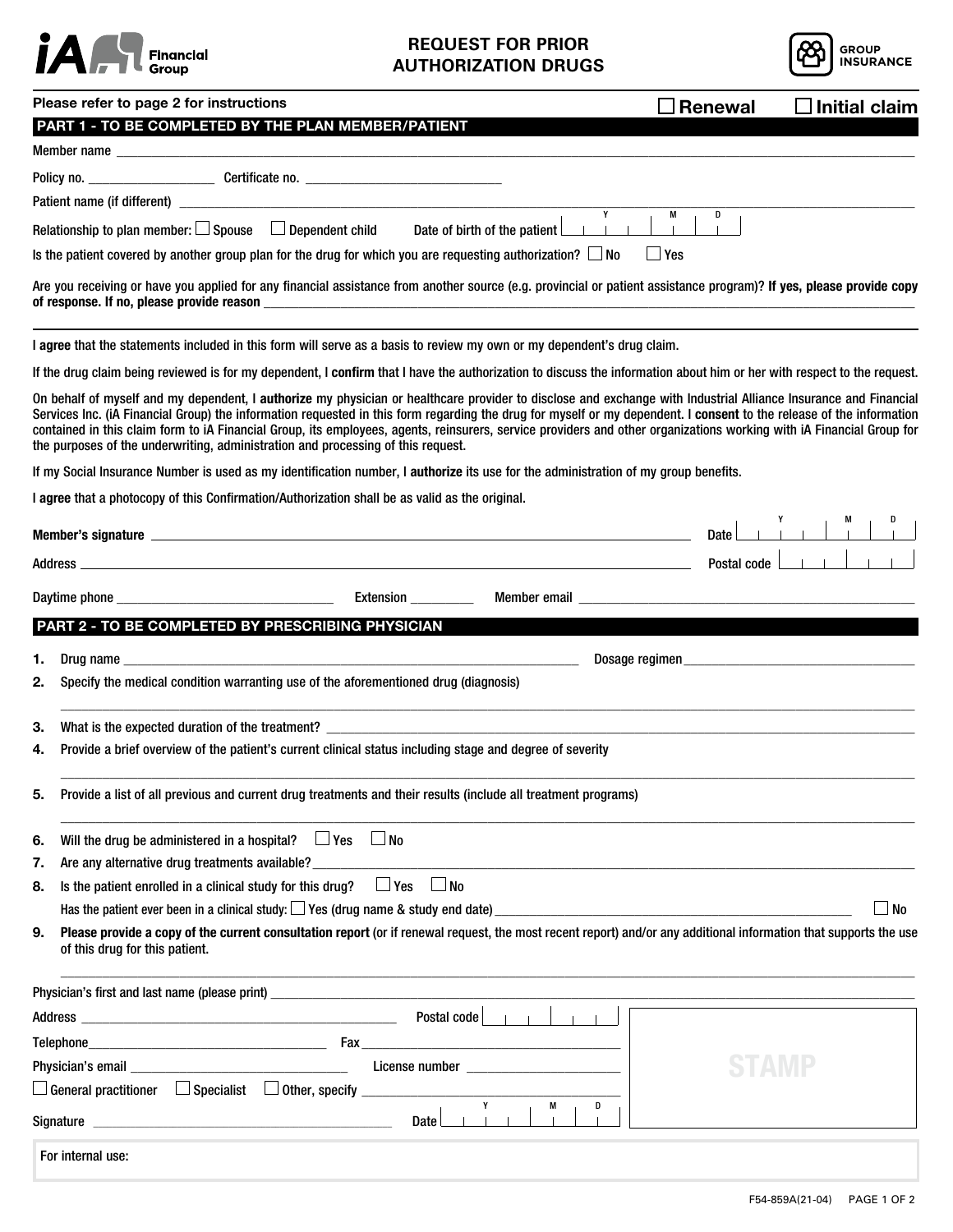# REQUEST FOR PRIOR AUTHORIZATION DRUGS

iA Financial Group — GROUP INSURANCE

Please refer to page 2 for instructions

☐ Renewal ☐ Initial claim

## PART 1 - TO BE COMPLETED BY THE PLAN MEMBER/PATIENT

Member name ______________________________

Policy no. ______________ Certificate no. ______________________

Patient name (if different) ______________________________

Relationship to plan member: ☐ Spouse ☐ Dependent child Date of birth of the patient Y | M | D

Is the patient covered by another group plan for the drug for which you are requesting authorization? ☐ No ☐ Yes

Are you receiving or have you applied for any financial assistance from another source (e.g. provincial or patient assistance program)? **If yes, please provide copy of response. If no, please provide reason** ______________________________

I **agree** that the statements included in this form will serve as a basis to review my own or my dependent's drug claim.

If the drug claim being reviewed is for my dependent, I **confirm** that I have the authorization to discuss the information about him or her with respect to the request.

On behalf of myself and my dependent, I **authorize** my physician or healthcare provider to disclose and exchange with Industrial Alliance Insurance and Financial Services Inc. (iA Financial Group) the information requested in this form regarding the drug for myself or my dependent. I **consent** to the release of the information contained in this claim form to iA Financial Group, its employees, agents, reinsurers, service providers and other organizations working with iA Financial Group for the purposes of the underwriting, administration and processing of this request.

If my Social Insurance Number is used as my identification number, I **authorize** its use for the administration of my group benefits.

I **agree** that a photocopy of this Confirmation/Authorization shall be as valid as the original.

**Member's signature** ______________________________ Date Y | M | D

Address ______________________________ Postal code

Daytime phone ______________ Extension ________ Member email ______________________

## PART 2 - TO BE COMPLETED BY PRESCRIBING PHYSICIAN

1. Drug name ______________________________ Dosage regimen ______________________
2. Specify the medical condition warranting use of the aforementioned drug (diagnosis)
______________________________
3. What is the expected duration of the treatment? ______________________________
4. Provide a brief overview of the patient's current clinical status including stage and degree of severity
______________________________
5. Provide a list of all previous and current drug treatments and their results (include all treatment programs)
______________________________
6. Will the drug be administered in a hospital? ☐ Yes ☐ No
7. Are any alternative drug treatments available? ______________________________
8. Is the patient enrolled in a clinical study for this drug? ☐ Yes ☐ No
Has the patient ever been in a clinical study: ☐ Yes (drug name & study end date) ______________________ ☐ No
9. **Please provide a copy of the current consultation report** (or if renewal request, the most recent report) and/or any additional information that supports the use of this drug for this patient.
______________________________

Physician's first and last name (please print) ______________________________

Address ______________________________ Postal code

Telephone ______________________ Fax ______________________

Physician's email ______________________ License number ______________________

☐ General practitioner ☐ Specialist ☐ Other, specify ______________________

Signature ______________________________ Date Y | M | D

STAMP

For internal use:

F54-859A(21-04)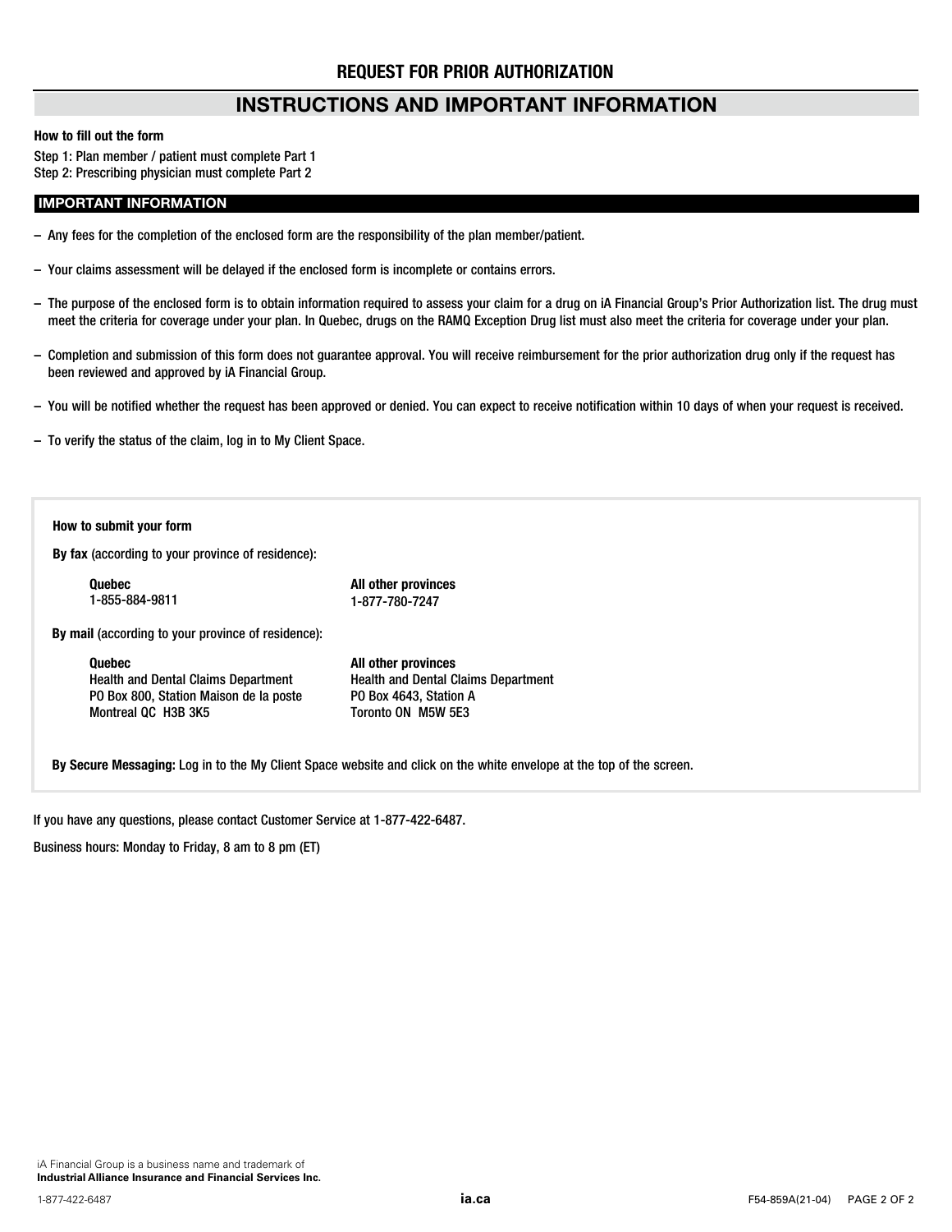# REQUEST FOR PRIOR AUTHORIZATION

## INSTRUCTIONS AND IMPORTANT INFORMATION

**How to fill out the form**

Step 1: Plan member / patient must complete Part 1
Step 2: Prescribing physician must complete Part 2

### IMPORTANT INFORMATION

– Any fees for the completion of the enclosed form are the responsibility of the plan member/patient.

– Your claims assessment will be delayed if the enclosed form is incomplete or contains errors.

– The purpose of the enclosed form is to obtain information required to assess your claim for a drug on iA Financial Group's Prior Authorization list. The drug must meet the criteria for coverage under your plan. In Quebec, drugs on the RAMQ Exception Drug list must also meet the criteria for coverage under your plan.

– Completion and submission of this form does not guarantee approval. You will receive reimbursement for the prior authorization drug only if the request has been reviewed and approved by iA Financial Group.

– You will be notified whether the request has been approved or denied. You can expect to receive notification within 10 days of when your request is received.

– To verify the status of the claim, log in to My Client Space.

**How to submit your form**

**By fax** (according to your province of residence):

**Quebec**
1-855-884-9811

**All other provinces**
1-877-780-7247

**By mail** (according to your province of residence):

**Quebec**
Health and Dental Claims Department
PO Box 800, Station Maison de la poste
Montreal QC H3B 3K5

**All other provinces**
Health and Dental Claims Department
PO Box 4643, Station A
Toronto ON M5W 5E3

**By Secure Messaging:** Log in to the My Client Space website and click on the white envelope at the top of the screen.

If you have any questions, please contact Customer Service at 1-877-422-6487.

Business hours: Monday to Friday, 8 am to 8 pm (ET)

iA Financial Group is a business name and trademark of
**Industrial Alliance Insurance and Financial Services Inc.**

1-877-422-6487 **ia.ca** F54-859A(21-04)